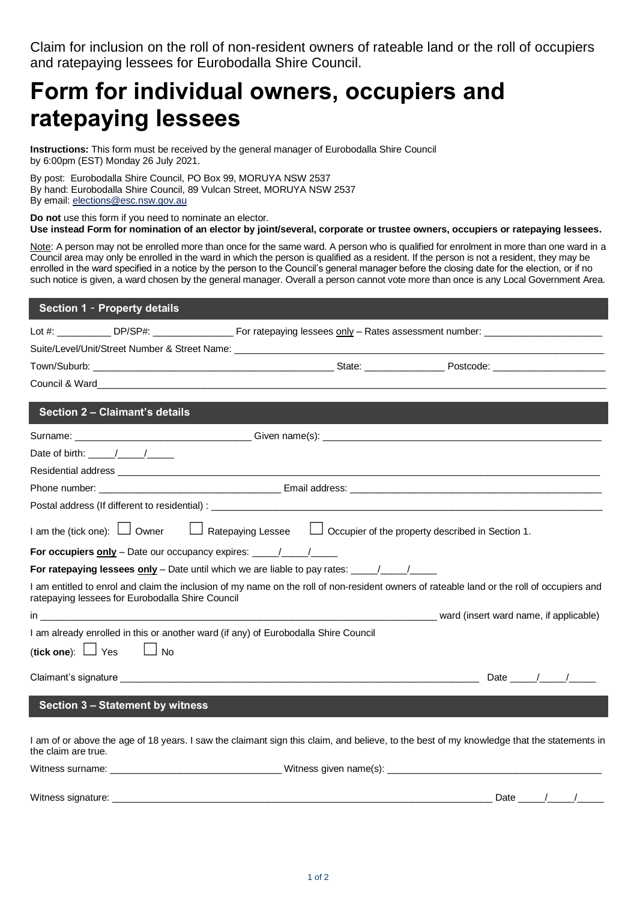Claim for inclusion on the roll of non-resident owners of rateable land or the roll of occupiers and ratepaying lessees for Eurobodalla Shire Council.

# Form for individual owners, occupiers and ratepaying lessees

**Instructions:** This form must be received by the general manager of Eurobodalla Shire Council by 6:00pm (EST) Monday 26 July 2021.

By post: Eurobodalla Shire Council, PO Box 99, MORUYA NSW 2537
By hand: Eurobodalla Shire Council, 89 Vulcan Street, MORUYA NSW 2537
By email: elections@esc.nsw.gov.au

**Do not** use this form if you need to nominate an elector.
**Use instead Form for nomination of an elector by joint/several, corporate or trustee owners, occupiers or ratepaying lessees.**

Note: A person may not be enrolled more than once for the same ward. A person who is qualified for enrolment in more than one ward in a Council area may only be enrolled in the ward in which the person is qualified as a resident. If the person is not a resident, they may be enrolled in the ward specified in a notice by the person to the Council's general manager before the closing date for the election, or if no such notice is given, a ward chosen by the general manager. Overall a person cannot vote more than once is any Local Government Area.

## Section 1 - Property details

Lot #: __________ DP/SP#: _______________ For ratepaying lessees only – Rates assessment number: ______________________

Suite/Level/Unit/Street Number & Street Name: ______________________________________________________________

Town/Suburb: ______________________________________________ State: _______________ Postcode: _____________________

Council & Ward______________________________________________________________________________________________

## Section 2 – Claimant's details

Surname: _________________________________ Given name(s): ______________________________________________________

Date of birth: _____/_____/_____

Residential address ______________________________________________________________________________________

Phone number: _________________________________ Email address: _______________________________________________

Postal address (If different to residential) : ____________________________________________________________________

I am the (tick one): ☐ Owner ☐ Ratepaying Lessee ☐ Occupier of the property described in Section 1.

**For occupiers only** – Date our occupancy expires: _____/_____/_____

**For ratepaying lessees only** – Date until which we are liable to pay rates: _____/_____/_____

I am entitled to enrol and claim the inclusion of my name on the roll of non-resident owners of rateable land or the roll of occupiers and ratepaying lessees for Eurobodalla Shire Council

in ____________________________________________________________________________ ward (insert ward name, if applicable)

I am already enrolled in this or another ward (if any) of Eurobodalla Shire Council

(**tick one**): ☐ Yes ☐ No

Claimant's signature ______________________________________________________________________ Date _____/_____/_____

## Section 3 – Statement by witness

I am of or above the age of 18 years. I saw the claimant sign this claim, and believe, to the best of my knowledge that the statements in the claim are true.

Witness surname: _______________________________ Witness given name(s): _________________________________________

Witness signature: __________________________________________________________________________ Date _____/_____/_____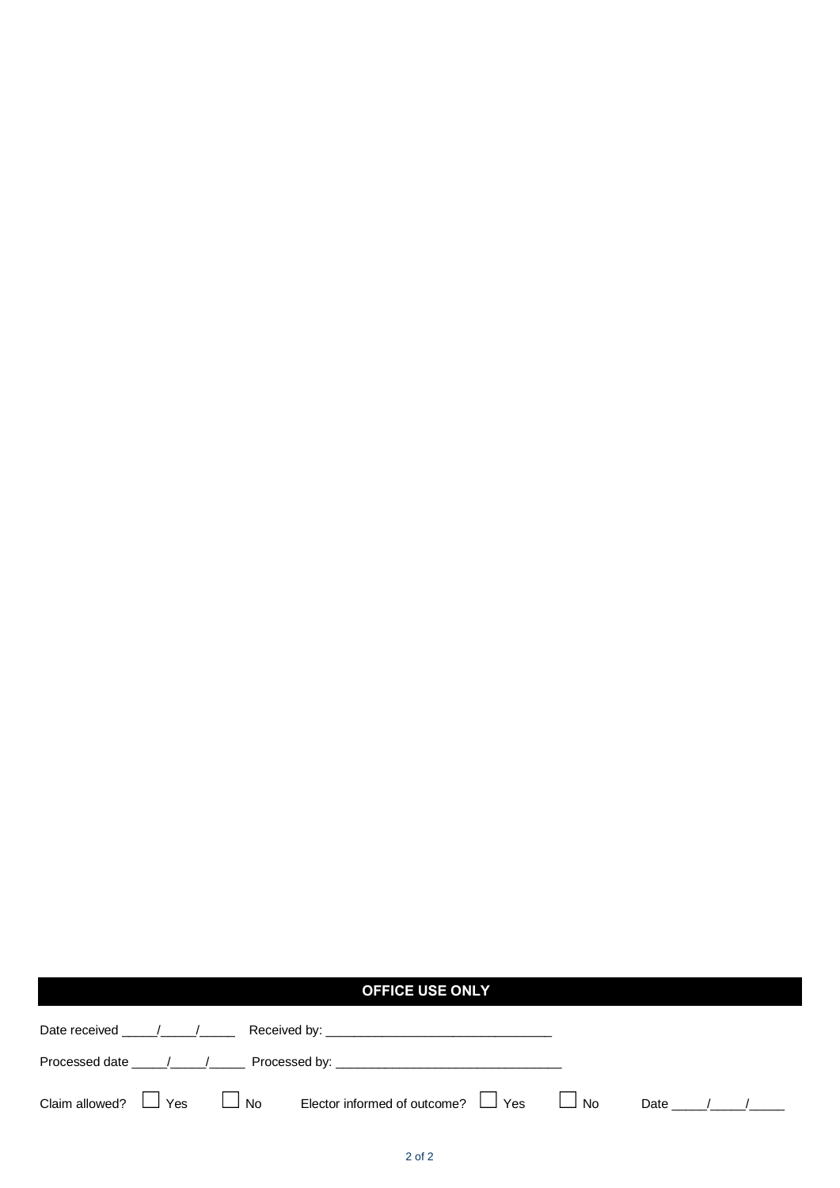## OFFICE USE ONLY

Date received _____/_____/_____ Received by: _______________________________

Processed date _____/_____/_____ Processed by: _______________________________

Claim allowed? ☐ Yes ☐ No Elector informed of outcome? ☐ Yes ☐ No Date _____/_____/_____